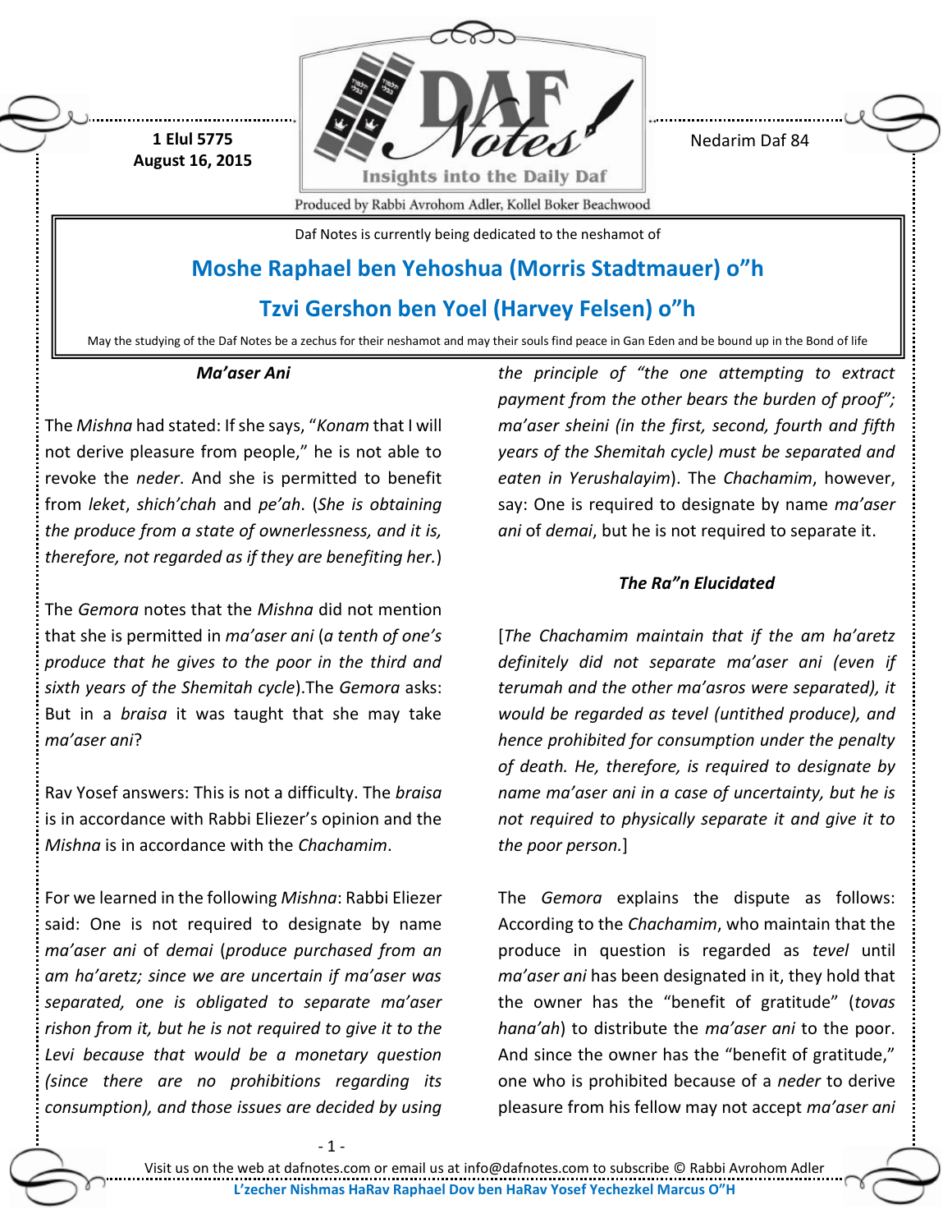1 Elul 5775
August 16, 2015

Nedarim Daf 84

Daf Notes is currently being dedicated to the neshamot of

## Moshe Raphael ben Yehoshua (Morris Stadtmauer) o"h

## Tzvi Gershon ben Yoel (Harvey Felsen) o"h

May the studying of the Daf Notes be a zechus for their neshamot and may their souls find peace in Gan Eden and be bound up in the Bond of life

### *Ma'aser Ani*

The *Mishna* had stated: If she says, "*Konam* that I will not derive pleasure from people," he is not able to revoke the *neder*. And she is permitted to benefit from *leket*, *shich'chah* and *pe'ah*. (*She is obtaining the produce from a state of ownerlessness, and it is, therefore, not regarded as if they are benefiting her.*)

The *Gemora* notes that the *Mishna* did not mention that she is permitted in *ma'aser ani* (*a tenth of one's produce that he gives to the poor in the third and sixth years of the Shemitah cycle*).The *Gemora* asks: But in a *braisa* it was taught that she may take *ma'aser ani*?

Rav Yosef answers: This is not a difficulty. The *braisa* is in accordance with Rabbi Eliezer's opinion and the *Mishna* is in accordance with the *Chachamim*.

For we learned in the following *Mishna*: Rabbi Eliezer said: One is not required to designate by name *ma'aser ani* of *demai* (*produce purchased from an am ha'aretz; since we are uncertain if ma'aser was separated, one is obligated to separate ma'aser rishon from it, but he is not required to give it to the Levi because that would be a monetary question (since there are no prohibitions regarding its consumption), and those issues are decided by using the principle of "the one attempting to extract payment from the other bears the burden of proof"; ma'aser sheini (in the first, second, fourth and fifth years of the Shemitah cycle) must be separated and eaten in Yerushalayim*). The *Chachamim*, however, say: One is required to designate by name *ma'aser ani* of *demai*, but he is not required to separate it.

### *The Ra"n Elucidated*

[*The Chachamim maintain that if the am ha'aretz definitely did not separate ma'aser ani (even if terumah and the other ma'asros were separated), it would be regarded as tevel (untithed produce), and hence prohibited for consumption under the penalty of death. He, therefore, is required to designate by name ma'aser ani in a case of uncertainty, but he is not required to physically separate it and give it to the poor person.*]

The *Gemora* explains the dispute as follows: According to the *Chachamim*, who maintain that the produce in question is regarded as *tevel* until *ma'aser ani* has been designated in it, they hold that the owner has the "benefit of gratitude" (*tovas hana'ah*) to distribute the *ma'aser ani* to the poor. And since the owner has the "benefit of gratitude," one who is prohibited because of a *neder* to derive pleasure from his fellow may not accept *ma'aser ani*

Visit us on the web at dafnotes.com or email us at info@dafnotes.com to subscribe © Rabbi Avrohom Adler

L'zecher Nishmas HaRav Raphael Dov ben HaRav Yosef Yechezkel Marcus O"H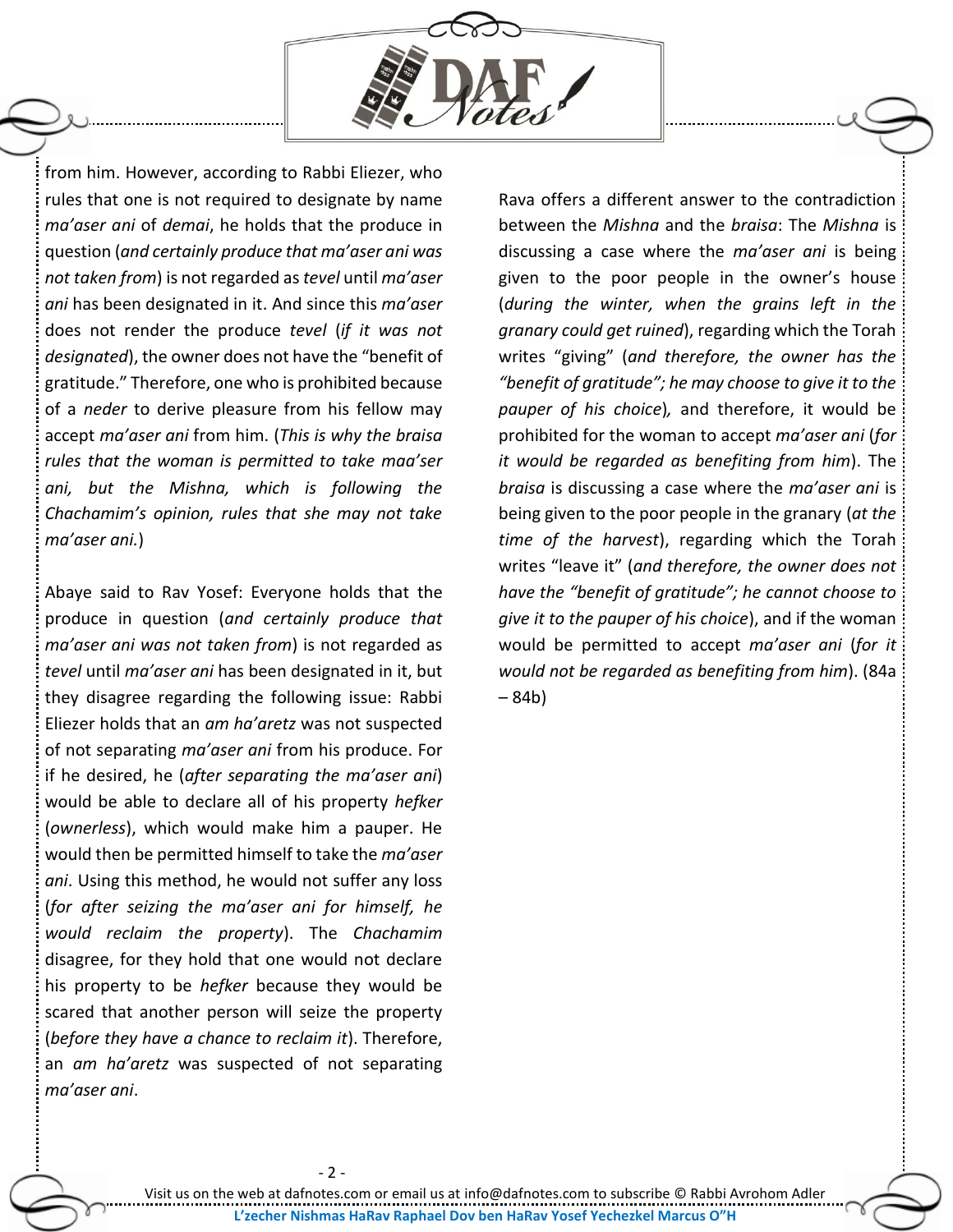from him. However, according to Rabbi Eliezer, who rules that one is not required to designate by name *ma'aser ani* of *demai*, he holds that the produce in question (*and certainly produce that ma'aser ani was not taken from*) is not regarded as *tevel* until *ma'aser ani* has been designated in it. And since this *ma'aser* does not render the produce *tevel* (*if it was not designated*), the owner does not have the "benefit of gratitude." Therefore, one who is prohibited because of a *neder* to derive pleasure from his fellow may accept *ma'aser ani* from him. (*This is why the braisa rules that the woman is permitted to take maa'ser ani, but the Mishna, which is following the Chachamim's opinion, rules that she may not take ma'aser ani.*)

Abaye said to Rav Yosef: Everyone holds that the produce in question (*and certainly produce that ma'aser ani was not taken from*) is not regarded as *tevel* until *ma'aser ani* has been designated in it, but they disagree regarding the following issue: Rabbi Eliezer holds that an *am ha'aretz* was not suspected of not separating *ma'aser ani* from his produce. For if he desired, he (*after separating the ma'aser ani*) would be able to declare all of his property *hefker* (*ownerless*), which would make him a pauper. He would then be permitted himself to take the *ma'aser ani*. Using this method, he would not suffer any loss (*for after seizing the ma'aser ani for himself, he would reclaim the property*). The *Chachamim* disagree, for they hold that one would not declare his property to be *hefker* because they would be scared that another person will seize the property (*before they have a chance to reclaim it*). Therefore, an *am ha'aretz* was suspected of not separating *ma'aser ani*.

Rava offers a different answer to the contradiction between the *Mishna* and the *braisa*: The *Mishna* is discussing a case where the *ma'aser ani* is being given to the poor people in the owner's house (*during the winter, when the grains left in the granary could get ruined*), regarding which the Torah writes "giving" (*and therefore, the owner has the "benefit of gratitude"; he may choose to give it to the pauper of his choice*), and therefore, it would be prohibited for the woman to accept *ma'aser ani* (*for it would be regarded as benefiting from him*). The *braisa* is discussing a case where the *ma'aser ani* is being given to the poor people in the granary (*at the time of the harvest*), regarding which the Torah writes "leave it" (*and therefore, the owner does not have the "benefit of gratitude"; he cannot choose to give it to the pauper of his choice*), and if the woman would be permitted to accept *ma'aser ani* (*for it would not be regarded as benefiting from him*). (84a – 84b)